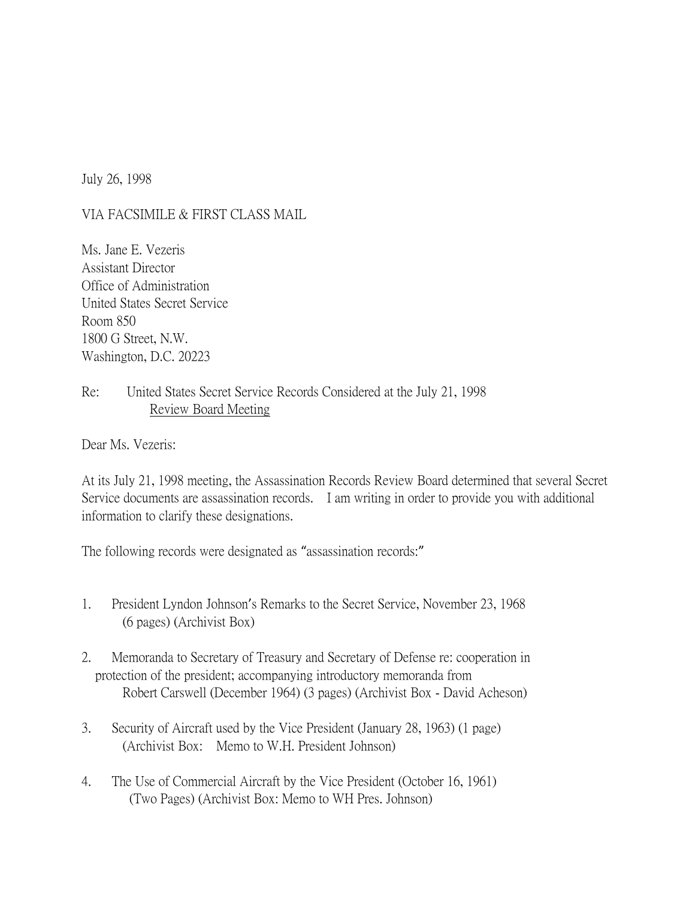July 26, 1998

VIA FACSIMILE & FIRST CLASS MAIL

Ms. Jane E. Vezeris
Assistant Director
Office of Administration
United States Secret Service
Room 850
1800 G Street, N.W.
Washington, D.C. 20223

Re: United States Secret Service Records Considered at the July 21, 1998 <u>Review Board Meeting</u>

Dear Ms. Vezeris:

At its July 21, 1998 meeting, the Assassination Records Review Board determined that several Secret Service documents are assassination records. I am writing in order to provide you with additional information to clarify these designations.

The following records were designated as "assassination records:"

1. President Lyndon Johnson's Remarks to the Secret Service, November 23, 1968 (6 pages) (Archivist Box)

2. Memoranda to Secretary of Treasury and Secretary of Defense re: cooperation in protection of the president; accompanying introductory memoranda from Robert Carswell (December 1964) (3 pages) (Archivist Box - David Acheson)

3. Security of Aircraft used by the Vice President (January 28, 1963) (1 page) (Archivist Box: Memo to W.H. President Johnson)

4. The Use of Commercial Aircraft by the Vice President (October 16, 1961) (Two Pages) (Archivist Box: Memo to WH Pres. Johnson)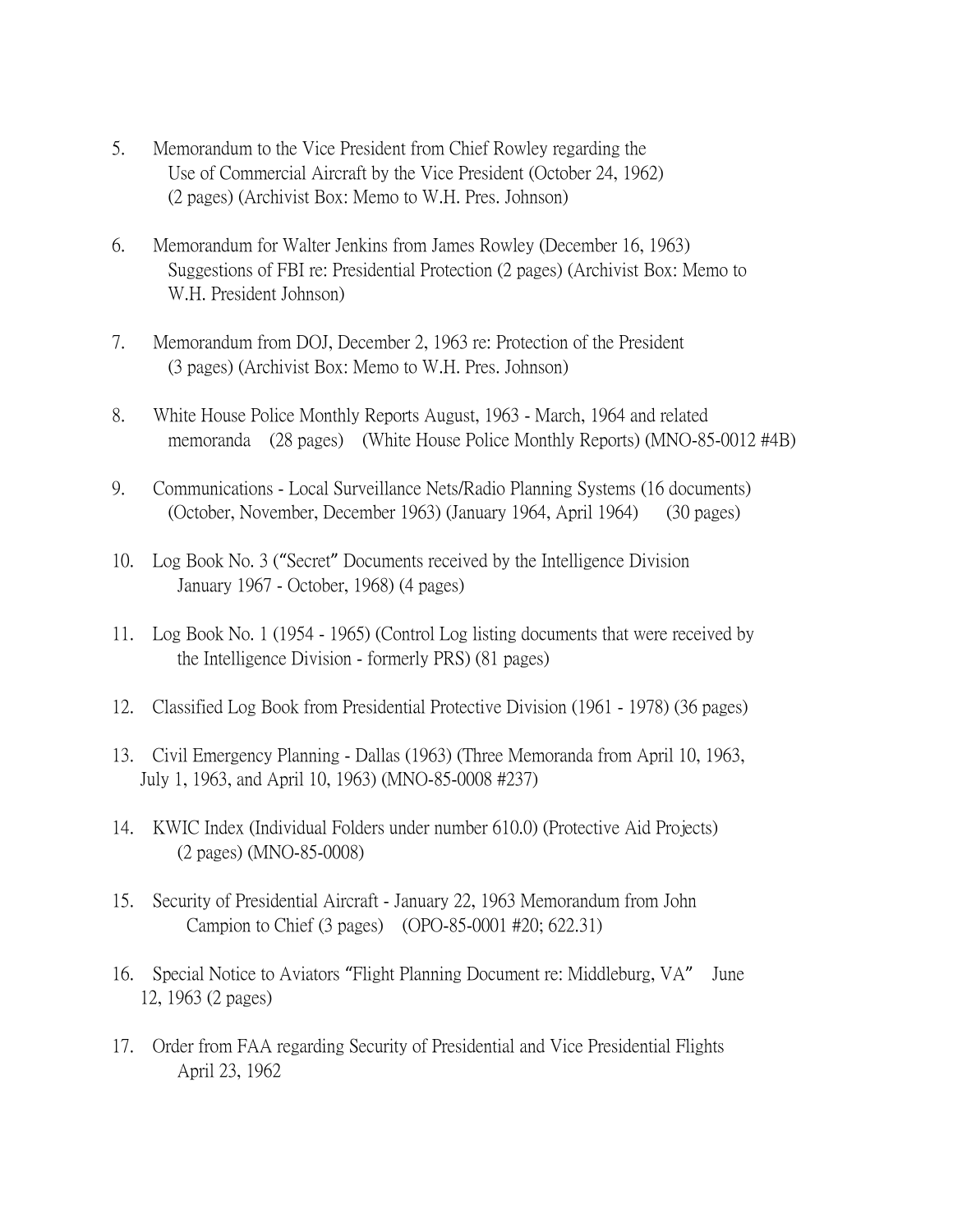5. Memorandum to the Vice President from Chief Rowley regarding the Use of Commercial Aircraft by the Vice President (October 24, 1962) (2 pages) (Archivist Box: Memo to W.H. Pres. Johnson)

6. Memorandum for Walter Jenkins from James Rowley (December 16, 1963) Suggestions of FBI re: Presidential Protection (2 pages) (Archivist Box: Memo to W.H. President Johnson)

7. Memorandum from DOJ, December 2, 1963 re: Protection of the President (3 pages) (Archivist Box: Memo to W.H. Pres. Johnson)

8. White House Police Monthly Reports August, 1963 - March, 1964 and related memoranda (28 pages) (White House Police Monthly Reports) (MNO-85-0012 #4B)

9. Communications - Local Surveillance Nets/Radio Planning Systems (16 documents) (October, November, December 1963) (January 1964, April 1964) (30 pages)

10. Log Book No. 3 ("Secret" Documents received by the Intelligence Division January 1967 - October, 1968) (4 pages)

11. Log Book No. 1 (1954 - 1965) (Control Log listing documents that were received by the Intelligence Division - formerly PRS) (81 pages)

12. Classified Log Book from Presidential Protective Division (1961 - 1978) (36 pages)

13. Civil Emergency Planning - Dallas (1963) (Three Memoranda from April 10, 1963, July 1, 1963, and April 10, 1963) (MNO-85-0008 #237)

14. KWIC Index (Individual Folders under number 610.0) (Protective Aid Projects) (2 pages) (MNO-85-0008)

15. Security of Presidential Aircraft - January 22, 1963 Memorandum from John Campion to Chief (3 pages) (OPO-85-0001 #20; 622.31)

16. Special Notice to Aviators "Flight Planning Document re: Middleburg, VA" June 12, 1963 (2 pages)

17. Order from FAA regarding Security of Presidential and Vice Presidential Flights April 23, 1962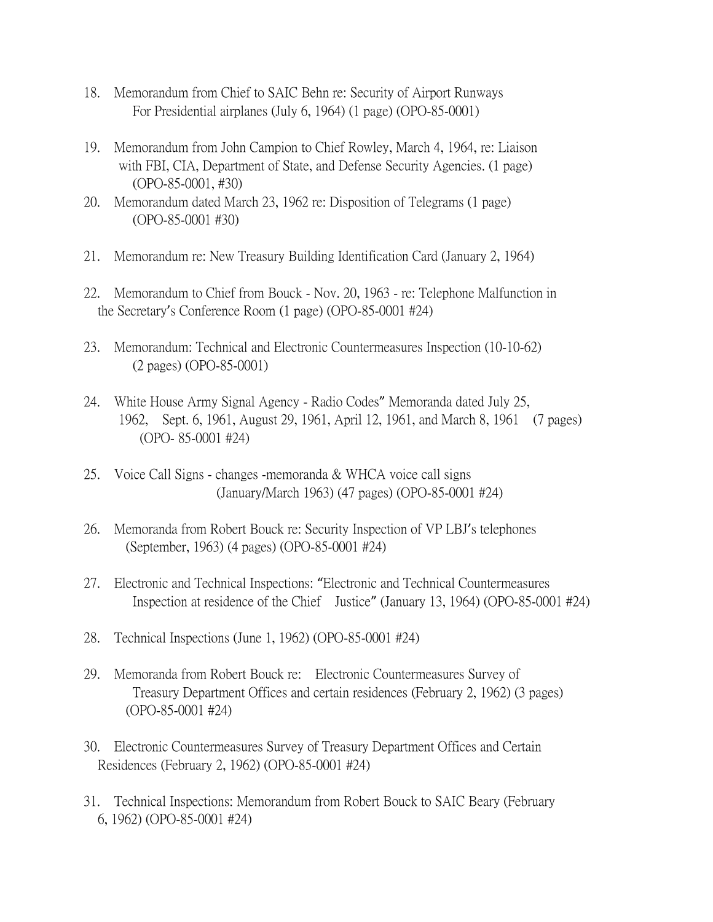18. Memorandum from Chief to SAIC Behn re: Security of Airport Runways For Presidential airplanes (July 6, 1964) (1 page) (OPO-85-0001)

19. Memorandum from John Campion to Chief Rowley, March 4, 1964, re: Liaison with FBI, CIA, Department of State, and Defense Security Agencies. (1 page) (OPO-85-0001, #30)

20. Memorandum dated March 23, 1962 re: Disposition of Telegrams (1 page) (OPO-85-0001 #30)

21. Memorandum re: New Treasury Building Identification Card (January 2, 1964)

22. Memorandum to Chief from Bouck - Nov. 20, 1963 - re: Telephone Malfunction in the Secretary's Conference Room (1 page) (OPO-85-0001 #24)

23. Memorandum: Technical and Electronic Countermeasures Inspection (10-10-62) (2 pages) (OPO-85-0001)

24. White House Army Signal Agency - Radio Codes" Memoranda dated July 25, 1962, Sept. 6, 1961, August 29, 1961, April 12, 1961, and March 8, 1961 (7 pages) (OPO- 85-0001 #24)

25. Voice Call Signs - changes -memoranda & WHCA voice call signs (January/March 1963) (47 pages) (OPO-85-0001 #24)

26. Memoranda from Robert Bouck re: Security Inspection of VP LBJ's telephones (September, 1963) (4 pages) (OPO-85-0001 #24)

27. Electronic and Technical Inspections: "Electronic and Technical Countermeasures Inspection at residence of the Chief Justice" (January 13, 1964) (OPO-85-0001 #24)

28. Technical Inspections (June 1, 1962) (OPO-85-0001 #24)

29. Memoranda from Robert Bouck re: Electronic Countermeasures Survey of Treasury Department Offices and certain residences (February 2, 1962) (3 pages) (OPO-85-0001 #24)

30. Electronic Countermeasures Survey of Treasury Department Offices and Certain Residences (February 2, 1962) (OPO-85-0001 #24)

31. Technical Inspections: Memorandum from Robert Bouck to SAIC Beary (February 6, 1962) (OPO-85-0001 #24)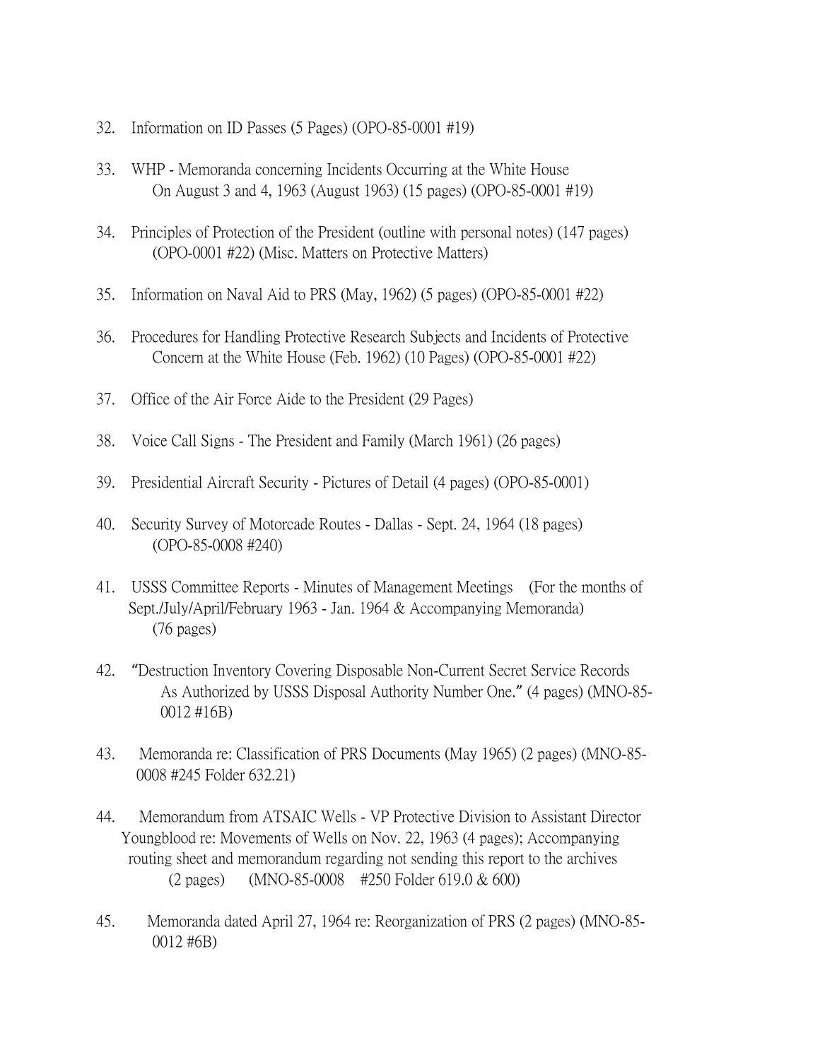32. Information on ID Passes (5 Pages) (OPO-85-0001 #19)

33. WHP - Memoranda concerning Incidents Occurring at the White House On August 3 and 4, 1963 (August 1963) (15 pages) (OPO-85-0001 #19)

34. Principles of Protection of the President (outline with personal notes) (147 pages) (OPO-0001 #22) (Misc. Matters on Protective Matters)

35. Information on Naval Aid to PRS (May, 1962) (5 pages) (OPO-85-0001 #22)

36. Procedures for Handling Protective Research Subjects and Incidents of Protective Concern at the White House (Feb. 1962) (10 Pages) (OPO-85-0001 #22)

37. Office of the Air Force Aide to the President (29 Pages)

38. Voice Call Signs - The President and Family (March 1961) (26 pages)

39. Presidential Aircraft Security - Pictures of Detail (4 pages) (OPO-85-0001)

40. Security Survey of Motorcade Routes - Dallas - Sept. 24, 1964 (18 pages) (OPO-85-0008 #240)

41. USSS Committee Reports - Minutes of Management Meetings (For the months of Sept./July/April/February 1963 - Jan. 1964 & Accompanying Memoranda) (76 pages)

42. "Destruction Inventory Covering Disposable Non-Current Secret Service Records As Authorized by USSS Disposal Authority Number One." (4 pages) (MNO-85-0012 #16B)

43. Memoranda re: Classification of PRS Documents (May 1965) (2 pages) (MNO-85-0008 #245 Folder 632.21)

44. Memorandum from ATSAIC Wells - VP Protective Division to Assistant Director Youngblood re: Movements of Wells on Nov. 22, 1963 (4 pages); Accompanying routing sheet and memorandum regarding not sending this report to the archives (2 pages) (MNO-85-0008 #250 Folder 619.0 & 600)

45. Memoranda dated April 27, 1964 re: Reorganization of PRS (2 pages) (MNO-85-0012 #6B)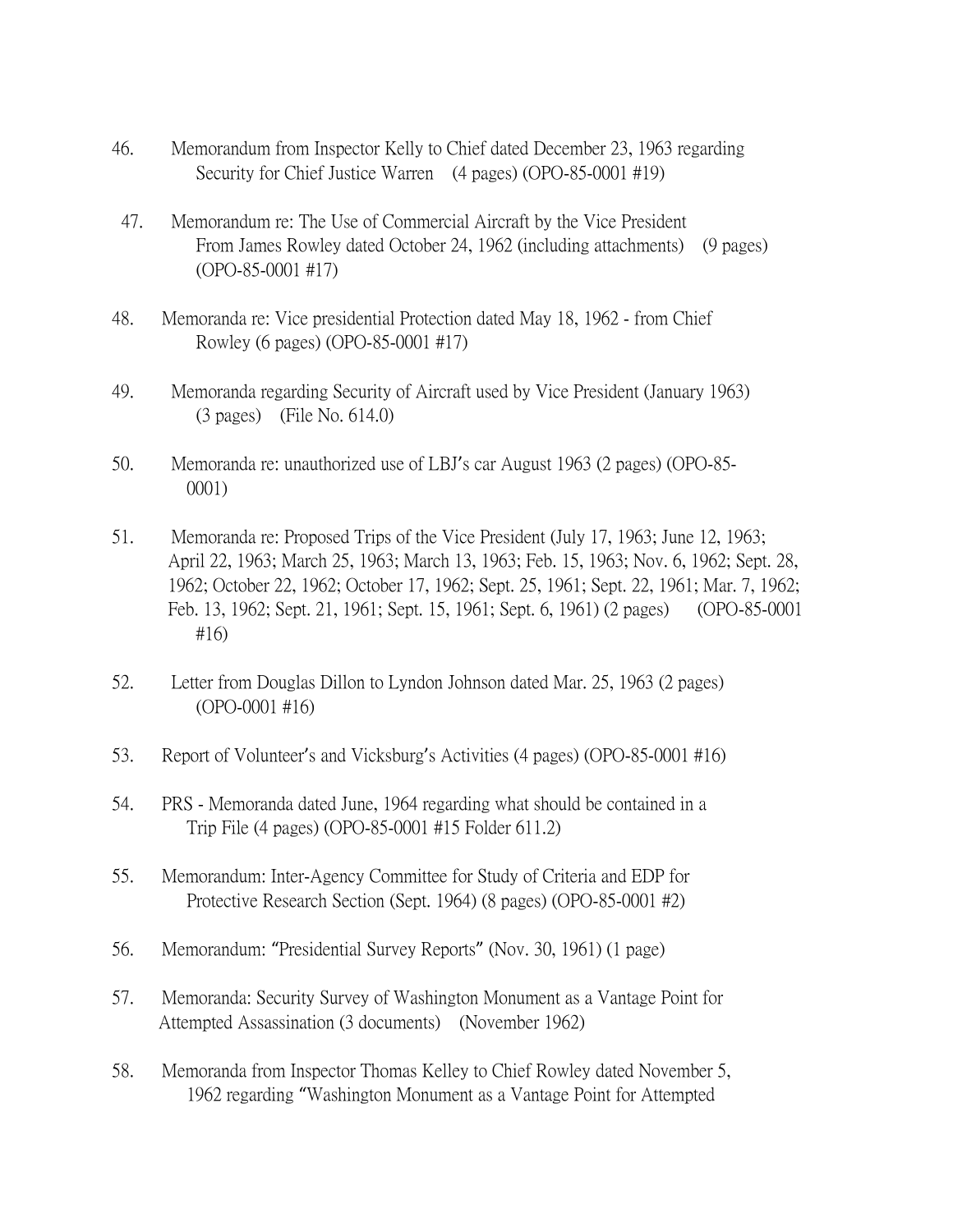46. Memorandum from Inspector Kelly to Chief dated December 23, 1963 regarding Security for Chief Justice Warren (4 pages) (OPO-85-0001 #19)

47. Memorandum re: The Use of Commercial Aircraft by the Vice President From James Rowley dated October 24, 1962 (including attachments) (9 pages) (OPO-85-0001 #17)

48. Memoranda re: Vice presidential Protection dated May 18, 1962 - from Chief Rowley (6 pages) (OPO-85-0001 #17)

49. Memoranda regarding Security of Aircraft used by Vice President (January 1963) (3 pages) (File No. 614.0)

50. Memoranda re: unauthorized use of LBJ's car August 1963 (2 pages) (OPO-85-0001)

51. Memoranda re: Proposed Trips of the Vice President (July 17, 1963; June 12, 1963; April 22, 1963; March 25, 1963; March 13, 1963; Feb. 15, 1963; Nov. 6, 1962; Sept. 28, 1962; October 22, 1962; October 17, 1962; Sept. 25, 1961; Sept. 22, 1961; Mar. 7, 1962; Feb. 13, 1962; Sept. 21, 1961; Sept. 15, 1961; Sept. 6, 1961) (2 pages) (OPO-85-0001 #16)

52. Letter from Douglas Dillon to Lyndon Johnson dated Mar. 25, 1963 (2 pages) (OPO-0001 #16)

53. Report of Volunteer's and Vicksburg's Activities (4 pages) (OPO-85-0001 #16)

54. PRS - Memoranda dated June, 1964 regarding what should be contained in a Trip File (4 pages) (OPO-85-0001 #15 Folder 611.2)

55. Memorandum: Inter-Agency Committee for Study of Criteria and EDP for Protective Research Section (Sept. 1964) (8 pages) (OPO-85-0001 #2)

56. Memorandum: "Presidential Survey Reports" (Nov. 30, 1961) (1 page)

57. Memoranda: Security Survey of Washington Monument as a Vantage Point for Attempted Assassination (3 documents) (November 1962)

58. Memoranda from Inspector Thomas Kelley to Chief Rowley dated November 5, 1962 regarding "Washington Monument as a Vantage Point for Attempted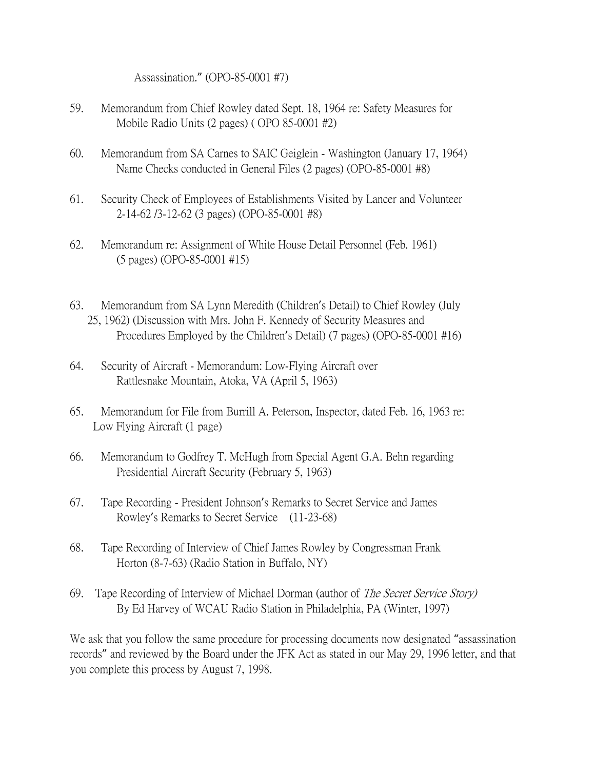Assassination." (OPO-85-0001 #7)

59. Memorandum from Chief Rowley dated Sept. 18, 1964 re: Safety Measures for Mobile Radio Units (2 pages) ( OPO 85-0001 #2)

60. Memorandum from SA Carnes to SAIC Geiglein - Washington (January 17, 1964) Name Checks conducted in General Files (2 pages) (OPO-85-0001 #8)

61. Security Check of Employees of Establishments Visited by Lancer and Volunteer 2-14-62 /3-12-62 (3 pages) (OPO-85-0001 #8)

62. Memorandum re: Assignment of White House Detail Personnel (Feb. 1961) (5 pages) (OPO-85-0001 #15)

63. Memorandum from SA Lynn Meredith (Children's Detail) to Chief Rowley (July 25, 1962) (Discussion with Mrs. John F. Kennedy of Security Measures and Procedures Employed by the Children's Detail) (7 pages) (OPO-85-0001 #16)

64. Security of Aircraft - Memorandum: Low-Flying Aircraft over Rattlesnake Mountain, Atoka, VA (April 5, 1963)

65. Memorandum for File from Burrill A. Peterson, Inspector, dated Feb. 16, 1963 re: Low Flying Aircraft (1 page)

66. Memorandum to Godfrey T. McHugh from Special Agent G.A. Behn regarding Presidential Aircraft Security (February 5, 1963)

67. Tape Recording - President Johnson's Remarks to Secret Service and James Rowley's Remarks to Secret Service (11-23-68)

68. Tape Recording of Interview of Chief James Rowley by Congressman Frank Horton (8-7-63) (Radio Station in Buffalo, NY)

69. Tape Recording of Interview of Michael Dorman (author of *The Secret Service Story)* By Ed Harvey of WCAU Radio Station in Philadelphia, PA (Winter, 1997)

We ask that you follow the same procedure for processing documents now designated "assassination records" and reviewed by the Board under the JFK Act as stated in our May 29, 1996 letter, and that you complete this process by August 7, 1998.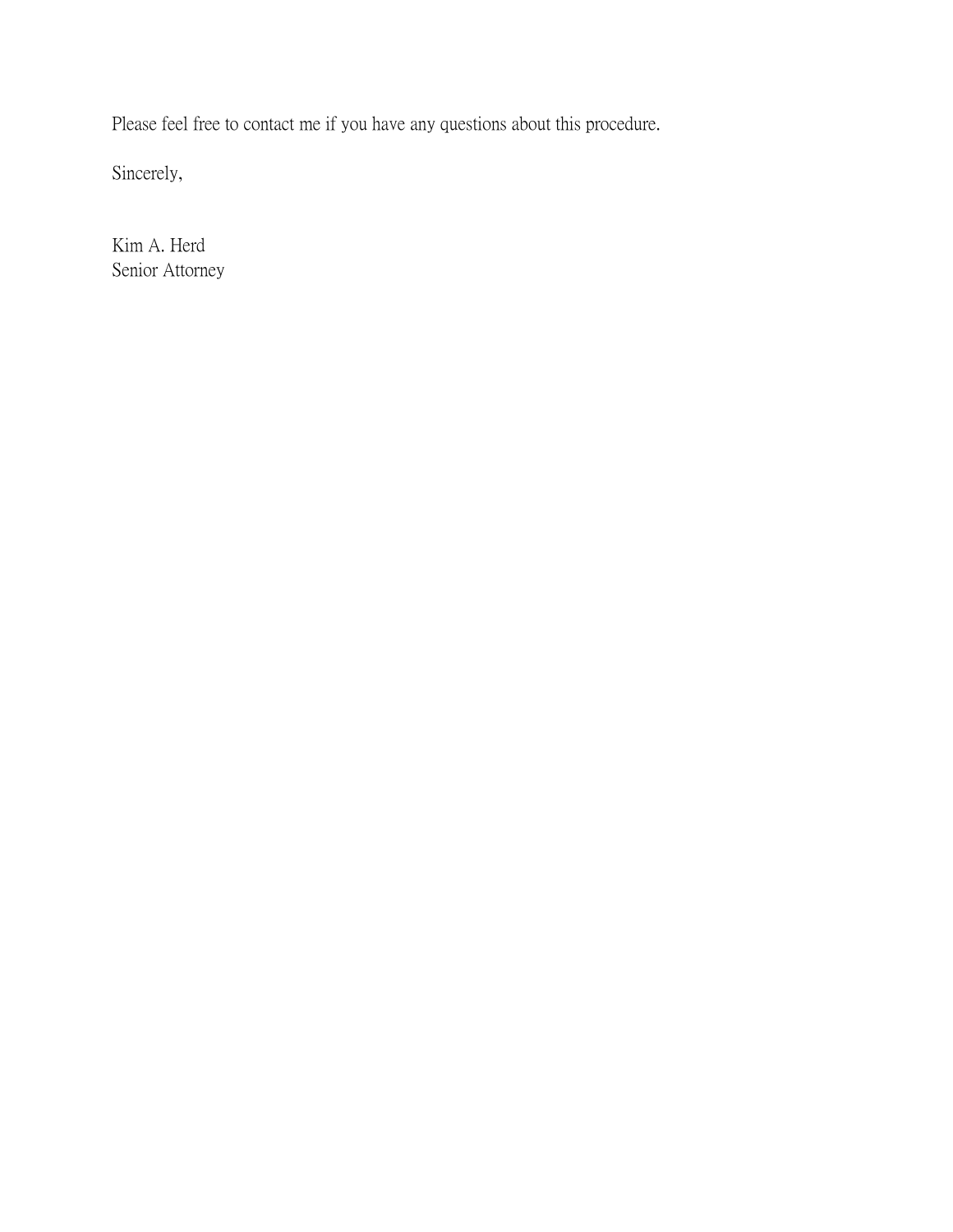Please feel free to contact me if you have any questions about this procedure.

Sincerely,

Kim A. Herd  
Senior Attorney